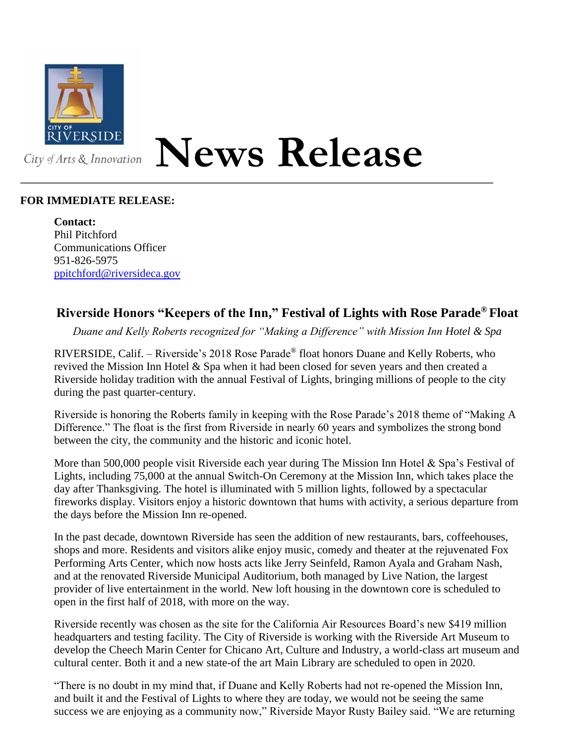# News Release

**FOR IMMEDIATE RELEASE:**

**Contact:**
Phil Pitchford
Communications Officer
951-826-5975
ppitchford@riversideca.gov

## Riverside Honors "Keepers of the Inn," Festival of Lights with Rose Parade® Float

*Duane and Kelly Roberts recognized for "Making a Difference" with Mission Inn Hotel & Spa*

RIVERSIDE, Calif. – Riverside's 2018 Rose Parade® float honors Duane and Kelly Roberts, who revived the Mission Inn Hotel & Spa when it had been closed for seven years and then created a Riverside holiday tradition with the annual Festival of Lights, bringing millions of people to the city during the past quarter-century.

Riverside is honoring the Roberts family in keeping with the Rose Parade's 2018 theme of "Making A Difference." The float is the first from Riverside in nearly 60 years and symbolizes the strong bond between the city, the community and the historic and iconic hotel.

More than 500,000 people visit Riverside each year during The Mission Inn Hotel & Spa's Festival of Lights, including 75,000 at the annual Switch-On Ceremony at the Mission Inn, which takes place the day after Thanksgiving. The hotel is illuminated with 5 million lights, followed by a spectacular fireworks display. Visitors enjoy a historic downtown that hums with activity, a serious departure from the days before the Mission Inn re-opened.

In the past decade, downtown Riverside has seen the addition of new restaurants, bars, coffeehouses, shops and more. Residents and visitors alike enjoy music, comedy and theater at the rejuvenated Fox Performing Arts Center, which now hosts acts like Jerry Seinfeld, Ramon Ayala and Graham Nash, and at the renovated Riverside Municipal Auditorium, both managed by Live Nation, the largest provider of live entertainment in the world. New loft housing in the downtown core is scheduled to open in the first half of 2018, with more on the way.

Riverside recently was chosen as the site for the California Air Resources Board's new $419 million headquarters and testing facility. The City of Riverside is working with the Riverside Art Museum to develop the Cheech Marin Center for Chicano Art, Culture and Industry, a world-class art museum and cultural center. Both it and a new state-of the art Main Library are scheduled to open in 2020.

"There is no doubt in my mind that, if Duane and Kelly Roberts had not re-opened the Mission Inn, and built it and the Festival of Lights to where they are today, we would not be seeing the same success we are enjoying as a community now," Riverside Mayor Rusty Bailey said. "We are returning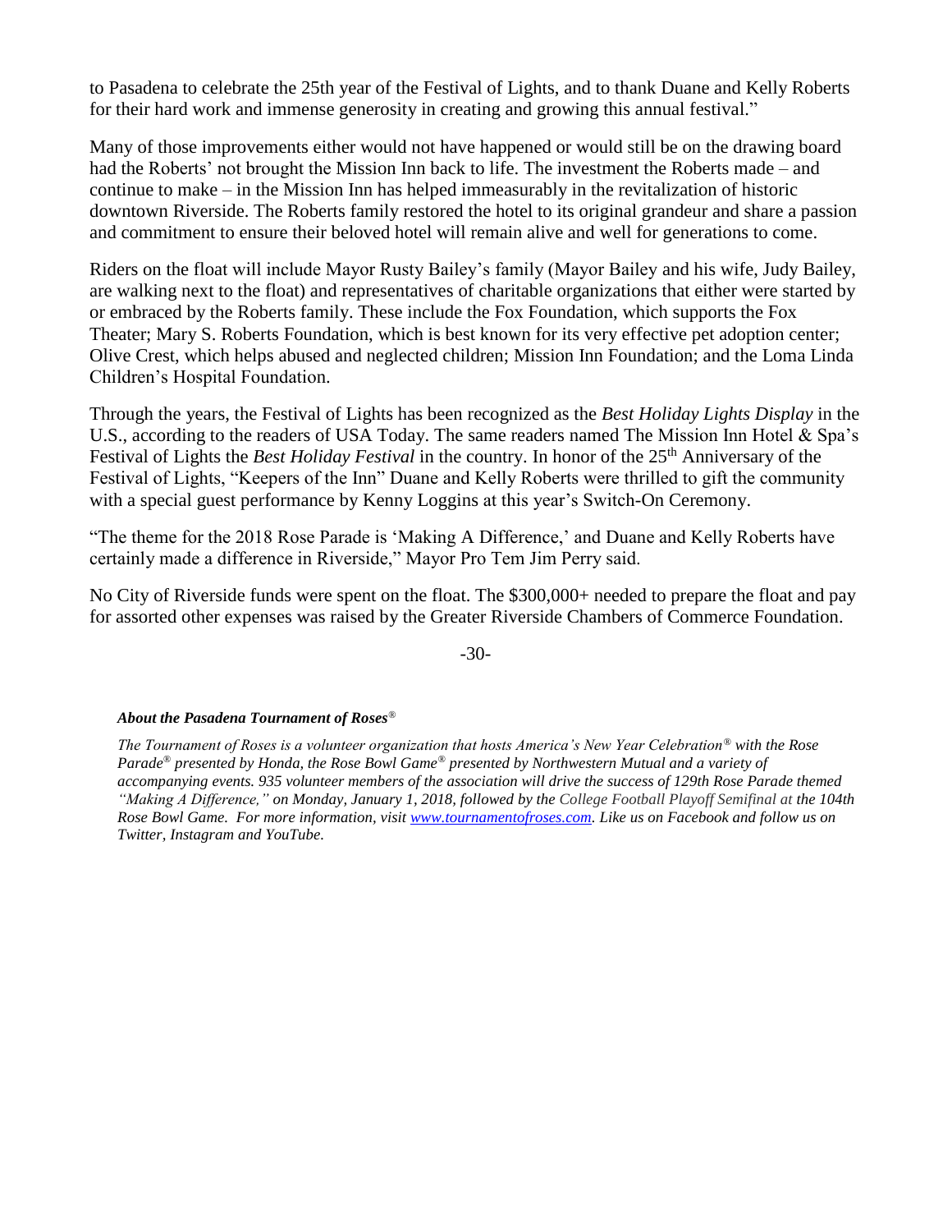to Pasadena to celebrate the 25th year of the Festival of Lights, and to thank Duane and Kelly Roberts for their hard work and immense generosity in creating and growing this annual festival."

Many of those improvements either would not have happened or would still be on the drawing board had the Roberts' not brought the Mission Inn back to life. The investment the Roberts made – and continue to make – in the Mission Inn has helped immeasurably in the revitalization of historic downtown Riverside. The Roberts family restored the hotel to its original grandeur and share a passion and commitment to ensure their beloved hotel will remain alive and well for generations to come.

Riders on the float will include Mayor Rusty Bailey's family (Mayor Bailey and his wife, Judy Bailey, are walking next to the float) and representatives of charitable organizations that either were started by or embraced by the Roberts family. These include the Fox Foundation, which supports the Fox Theater; Mary S. Roberts Foundation, which is best known for its very effective pet adoption center; Olive Crest, which helps abused and neglected children; Mission Inn Foundation; and the Loma Linda Children's Hospital Foundation.

Through the years, the Festival of Lights has been recognized as the *Best Holiday Lights Display* in the U.S., according to the readers of USA Today. The same readers named The Mission Inn Hotel & Spa's Festival of Lights the *Best Holiday Festival* in the country. In honor of the 25th Anniversary of the Festival of Lights, "Keepers of the Inn" Duane and Kelly Roberts were thrilled to gift the community with a special guest performance by Kenny Loggins at this year's Switch-On Ceremony.

"The theme for the 2018 Rose Parade is 'Making A Difference,' and Duane and Kelly Roberts have certainly made a difference in Riverside," Mayor Pro Tem Jim Perry said.

No City of Riverside funds were spent on the float. The $300,000+ needed to prepare the float and pay for assorted other expenses was raised by the Greater Riverside Chambers of Commerce Foundation.

-30-

***About the Pasadena Tournament of Roses®***

*The Tournament of Roses is a volunteer organization that hosts America's New Year Celebration® with the Rose Parade® presented by Honda, the Rose Bowl Game® presented by Northwestern Mutual and a variety of accompanying events. 935 volunteer members of the association will drive the success of 129th Rose Parade themed "Making A Difference," on Monday, January 1, 2018, followed by the College Football Playoff Semifinal at the 104th Rose Bowl Game. For more information, visit [www.tournamentofroses.com](http://www.tournamentofroses.com). Like us on Facebook and follow us on Twitter, Instagram and YouTube.*